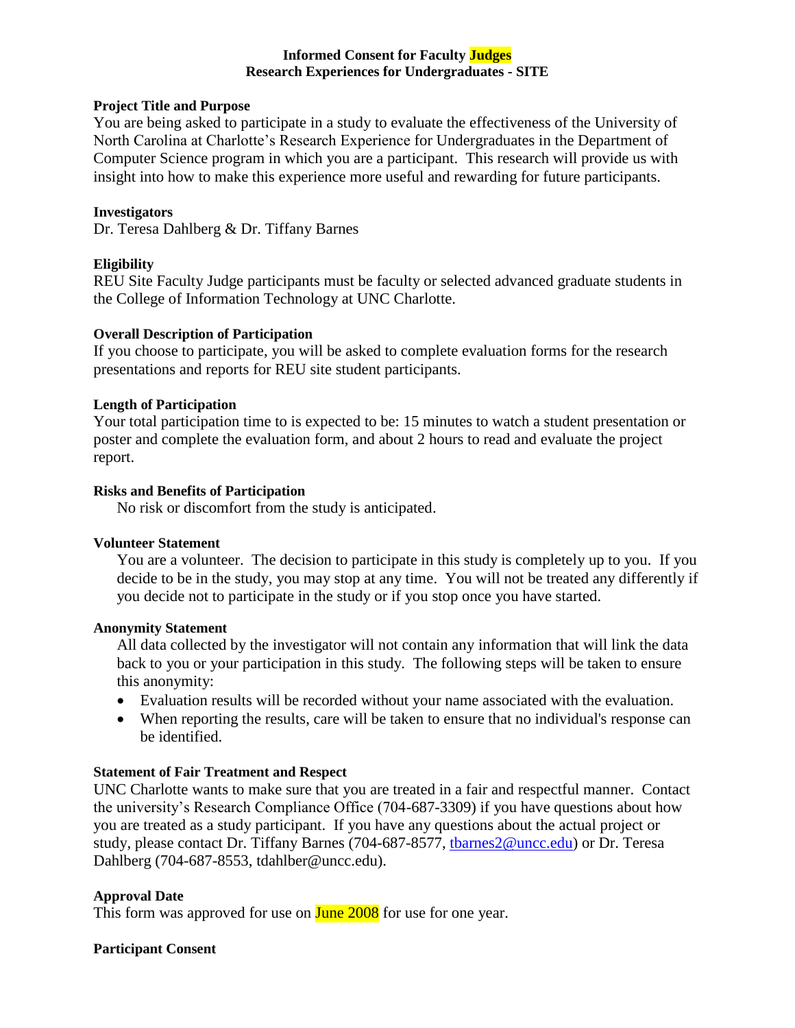**Informed Consent for Faculty Judges**
**Research Experiences for Undergraduates - SITE**

**Project Title and Purpose**

You are being asked to participate in a study to evaluate the effectiveness of the University of North Carolina at Charlotte's Research Experience for Undergraduates in the Department of Computer Science program in which you are a participant. This research will provide us with insight into how to make this experience more useful and rewarding for future participants.

**Investigators**

Dr. Teresa Dahlberg & Dr. Tiffany Barnes

**Eligibility**

REU Site Faculty Judge participants must be faculty or selected advanced graduate students in the College of Information Technology at UNC Charlotte.

**Overall Description of Participation**

If you choose to participate, you will be asked to complete evaluation forms for the research presentations and reports for REU site student participants.

**Length of Participation**

Your total participation time to is expected to be: 15 minutes to watch a student presentation or poster and complete the evaluation form, and about 2 hours to read and evaluate the project report.

**Risks and Benefits of Participation**

No risk or discomfort from the study is anticipated.

**Volunteer Statement**

You are a volunteer. The decision to participate in this study is completely up to you. If you decide to be in the study, you may stop at any time. You will not be treated any differently if you decide not to participate in the study or if you stop once you have started.

**Anonymity Statement**

All data collected by the investigator will not contain any information that will link the data back to you or your participation in this study. The following steps will be taken to ensure this anonymity:

- Evaluation results will be recorded without your name associated with the evaluation.
- When reporting the results, care will be taken to ensure that no individual's response can be identified.

**Statement of Fair Treatment and Respect**

UNC Charlotte wants to make sure that you are treated in a fair and respectful manner. Contact the university's Research Compliance Office (704-687-3309) if you have questions about how you are treated as a study participant. If you have any questions about the actual project or study, please contact Dr. Tiffany Barnes (704-687-8577, tbarnes2@uncc.edu) or Dr. Teresa Dahlberg (704-687-8553, tdahlber@uncc.edu).

**Approval Date**

This form was approved for use on June 2008 for use for one year.

**Participant Consent**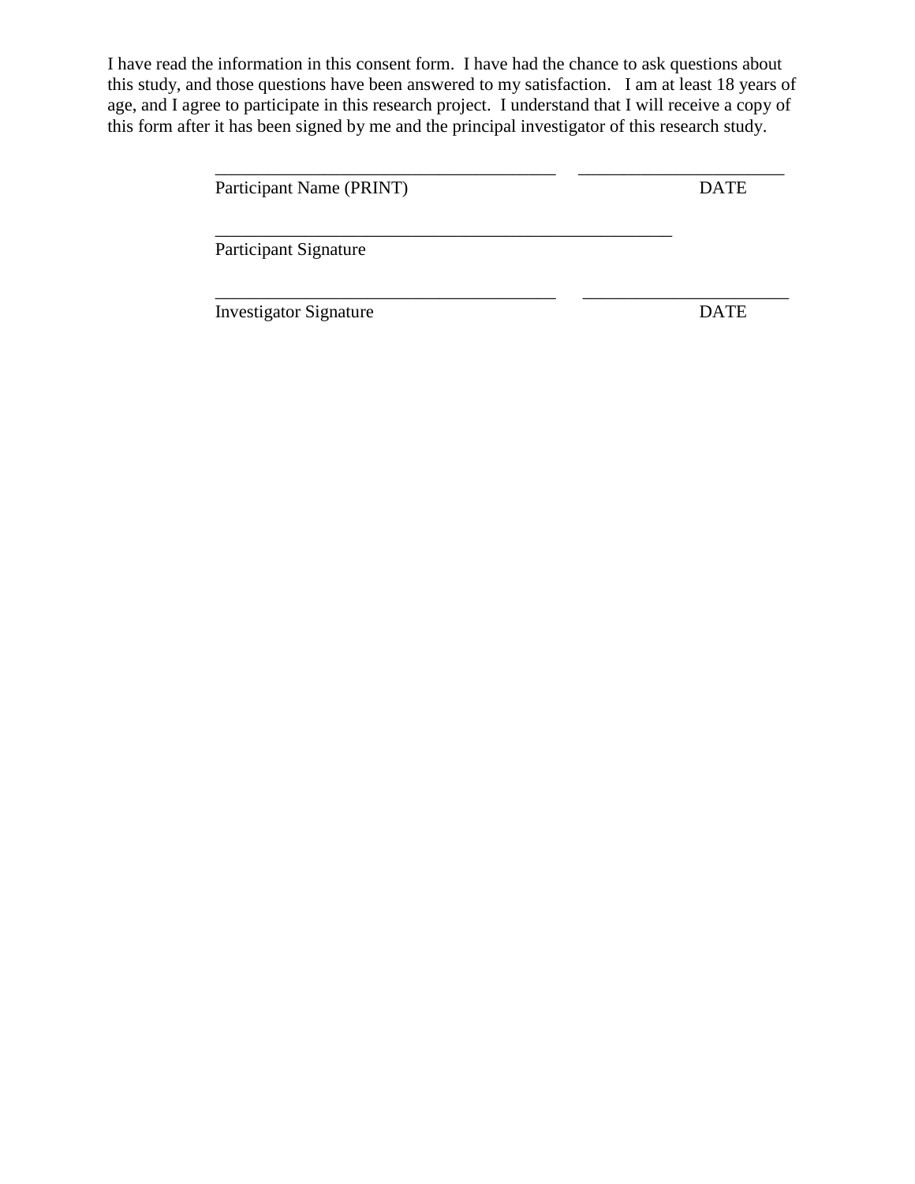I have read the information in this consent form. I have had the chance to ask questions about this study, and those questions have been answered to my satisfaction. I am at least 18 years of age, and I agree to participate in this research project. I understand that I will receive a copy of this form after it has been signed by me and the principal investigator of this research study.

_______________________________________ _______________________

Participant Name (PRINT) DATE

_____________________________________________________

Participant Signature

_______________________________________ _______________________

Investigator Signature DATE